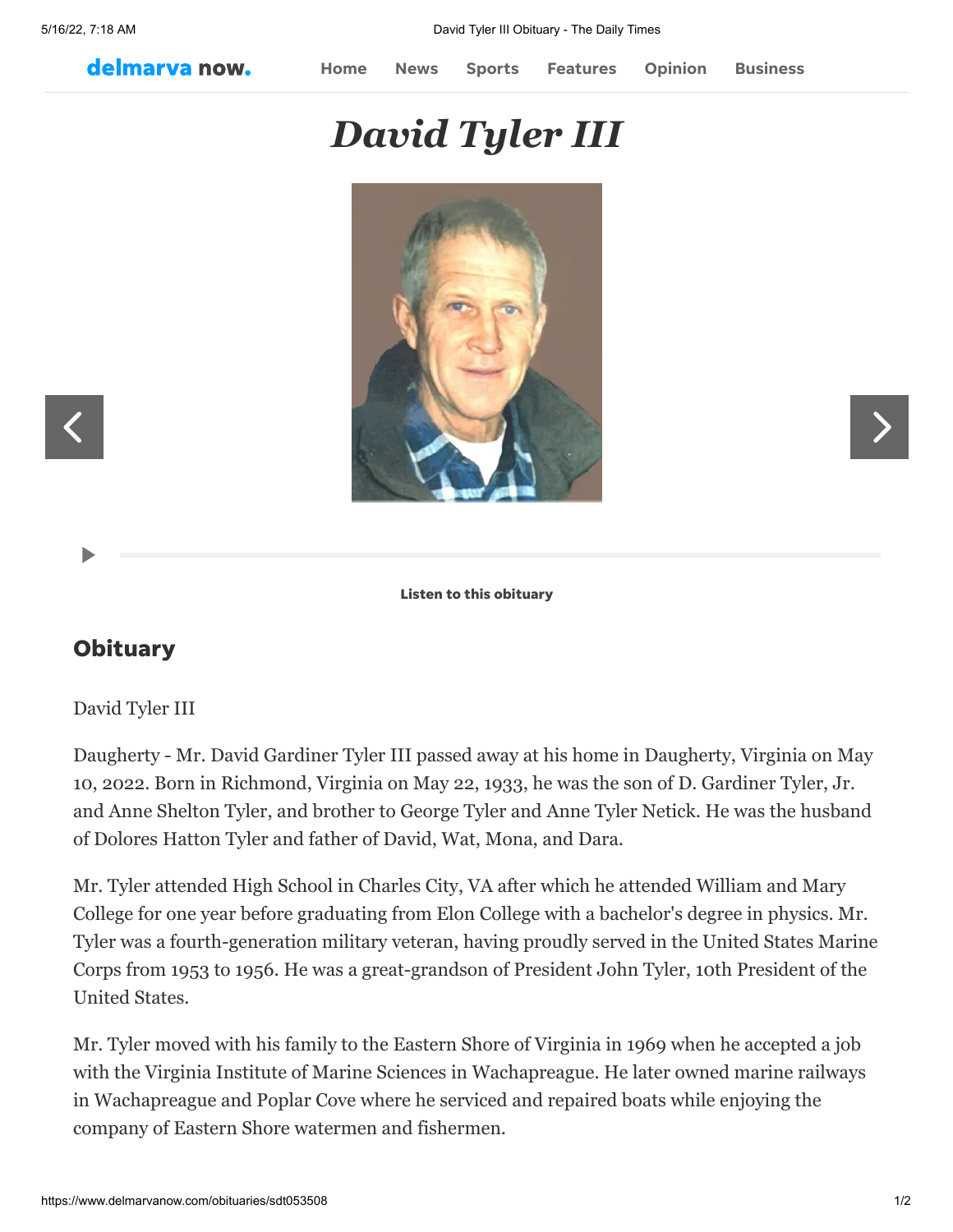# David Tyler III

Listen to this obituary

## Obituary

David Tyler III

Daugherty - Mr. David Gardiner Tyler III passed away at his home in Daugherty, Virginia on May 10, 2022. Born in Richmond, Virginia on May 22, 1933, he was the son of D. Gardiner Tyler, Jr. and Anne Shelton Tyler, and brother to George Tyler and Anne Tyler Netick. He was the husband of Dolores Hatton Tyler and father of David, Wat, Mona, and Dara.

Mr. Tyler attended High School in Charles City, VA after which he attended William and Mary College for one year before graduating from Elon College with a bachelor's degree in physics. Mr. Tyler was a fourth-generation military veteran, having proudly served in the United States Marine Corps from 1953 to 1956. He was a great-grandson of President John Tyler, 10th President of the United States.

Mr. Tyler moved with his family to the Eastern Shore of Virginia in 1969 when he accepted a job with the Virginia Institute of Marine Sciences in Wachapreague. He later owned marine railways in Wachapreague and Poplar Cove where he serviced and repaired boats while enjoying the company of Eastern Shore watermen and fishermen.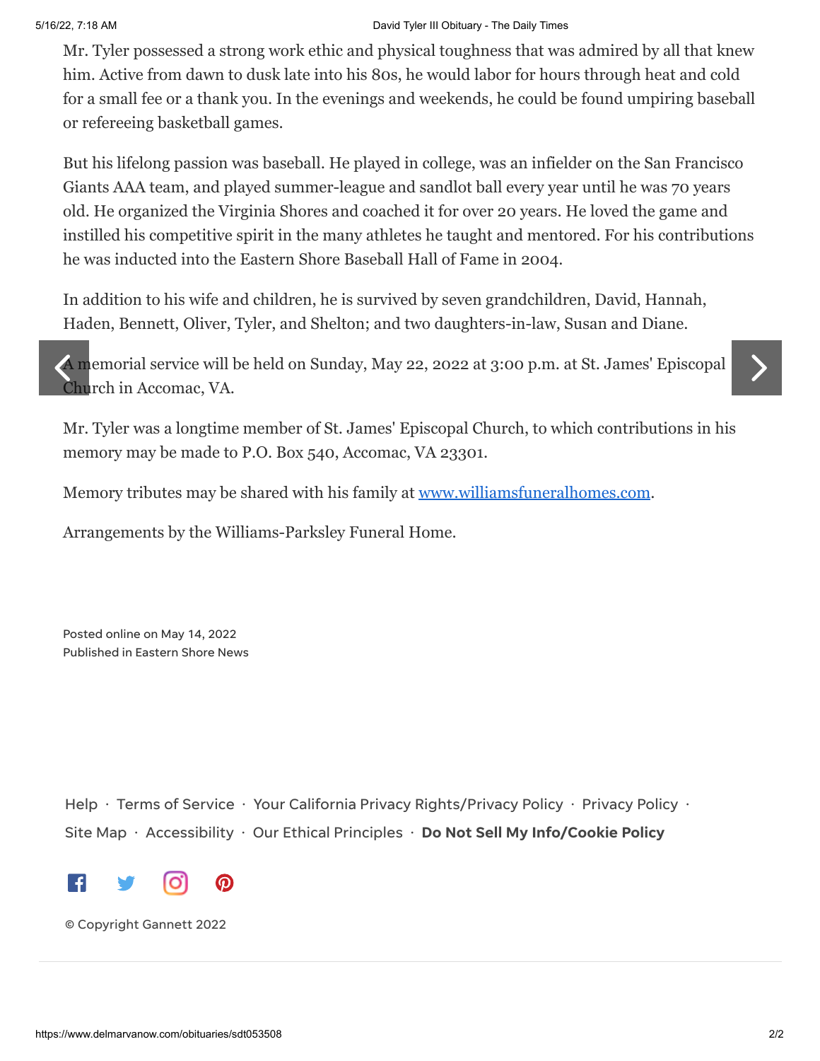Mr. Tyler possessed a strong work ethic and physical toughness that was admired by all that knew him. Active from dawn to dusk late into his 80s, he would labor for hours through heat and cold for a small fee or a thank you. In the evenings and weekends, he could be found umpiring baseball or refereeing basketball games.

But his lifelong passion was baseball. He played in college, was an infielder on the San Francisco Giants AAA team, and played summer-league and sandlot ball every year until he was 70 years old. He organized the Virginia Shores and coached it for over 20 years. He loved the game and instilled his competitive spirit in the many athletes he taught and mentored. For his contributions he was inducted into the Eastern Shore Baseball Hall of Fame in 2004.

In addition to his wife and children, he is survived by seven grandchildren, David, Hannah, Haden, Bennett, Oliver, Tyler, and Shelton; and two daughters-in-law, Susan and Diane.

A memorial service will be held on Sunday, May 22, 2022 at 3:00 p.m. at St. James' Episcopal Church in Accomac, VA.

Mr. Tyler was a longtime member of St. James' Episcopal Church, to which contributions in his memory may be made to P.O. Box 540, Accomac, VA 23301.

Memory tributes may be shared with his family at [www.williamsfuneralhomes.com](http://www.williamsfuneralhomes.com).

Arrangements by the Williams-Parksley Funeral Home.

Posted online on May 14, 2022
Published in Eastern Shore News

Help · Terms of Service · Your California Privacy Rights/Privacy Policy · Privacy Policy · Site Map · Accessibility · Our Ethical Principles · **Do Not Sell My Info/Cookie Policy**

© Copyright Gannett 2022